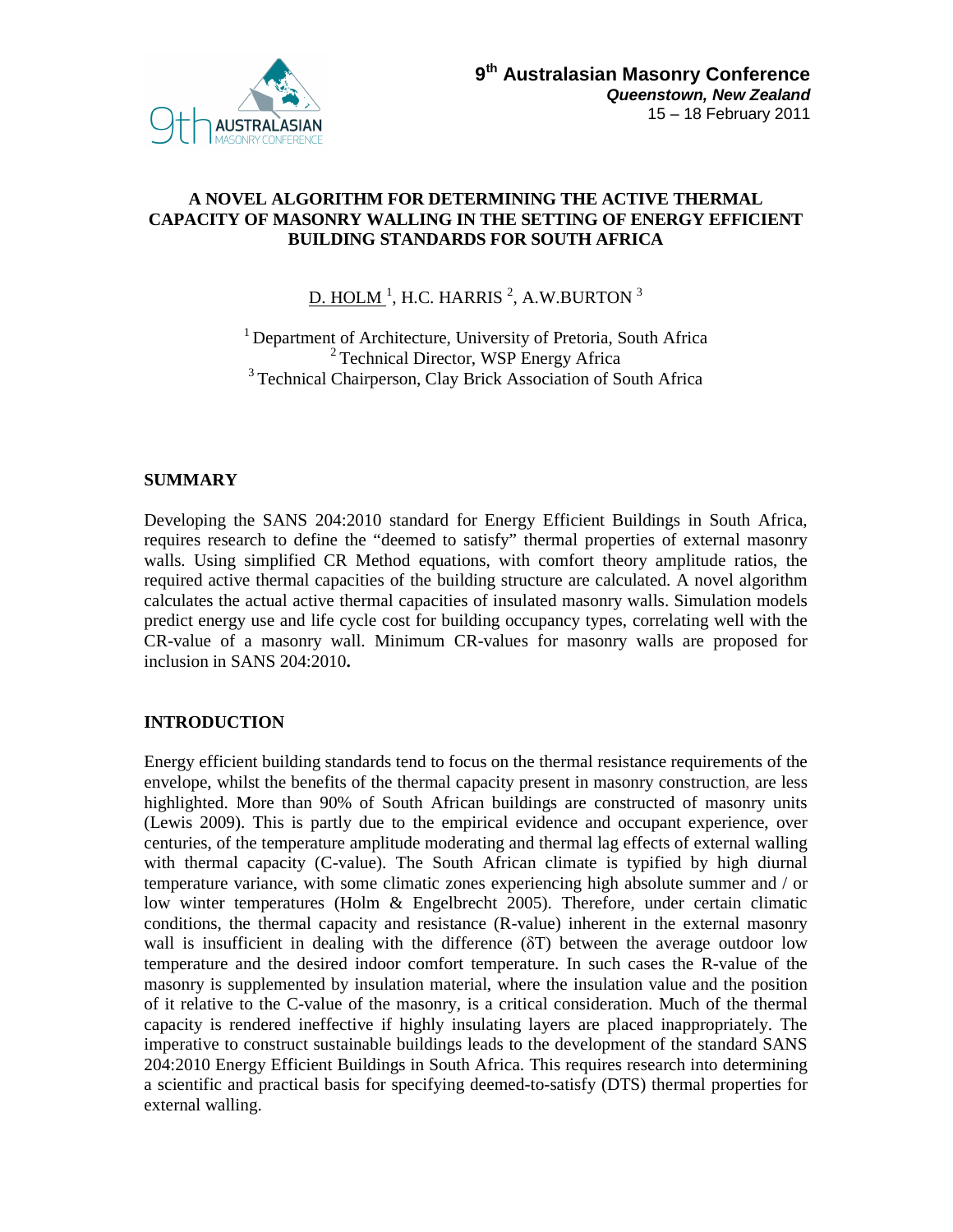9th Australasian Masonry Conference
*Queenstown, New Zealand*
15 – 18 February 2011

# A NOVEL ALGORITHM FOR DETERMINING THE ACTIVE THERMAL CAPACITY OF MASONRY WALLING IN THE SETTING OF ENERGY EFFICIENT BUILDING STANDARDS FOR SOUTH AFRICA

D. HOLM [1], H.C. HARRIS [2], A.W.BURTON [3]

[1] Department of Architecture, University of Pretoria, South Africa
[2] Technical Director, WSP Energy Africa
[3] Technical Chairperson, Clay Brick Association of South Africa

## SUMMARY

Developing the SANS 204:2010 standard for Energy Efficient Buildings in South Africa, requires research to define the "deemed to satisfy" thermal properties of external masonry walls. Using simplified CR Method equations, with comfort theory amplitude ratios, the required active thermal capacities of the building structure are calculated. A novel algorithm calculates the actual active thermal capacities of insulated masonry walls. Simulation models predict energy use and life cycle cost for building occupancy types, correlating well with the CR-value of a masonry wall. Minimum CR-values for masonry walls are proposed for inclusion in SANS 204:2010**.**

## INTRODUCTION

Energy efficient building standards tend to focus on the thermal resistance requirements of the envelope, whilst the benefits of the thermal capacity present in masonry construction, are less highlighted. More than 90% of South African buildings are constructed of masonry units (Lewis 2009). This is partly due to the empirical evidence and occupant experience, over centuries, of the temperature amplitude moderating and thermal lag effects of external walling with thermal capacity (C-value). The South African climate is typified by high diurnal temperature variance, with some climatic zones experiencing high absolute summer and / or low winter temperatures (Holm & Engelbrecht 2005). Therefore, under certain climatic conditions, the thermal capacity and resistance (R-value) inherent in the external masonry wall is insufficient in dealing with the difference ($\delta T$) between the average outdoor low temperature and the desired indoor comfort temperature. In such cases the R-value of the masonry is supplemented by insulation material, where the insulation value and the position of it relative to the C-value of the masonry, is a critical consideration. Much of the thermal capacity is rendered ineffective if highly insulating layers are placed inappropriately. The imperative to construct sustainable buildings leads to the development of the standard SANS 204:2010 Energy Efficient Buildings in South Africa. This requires research into determining a scientific and practical basis for specifying deemed-to-satisfy (DTS) thermal properties for external walling.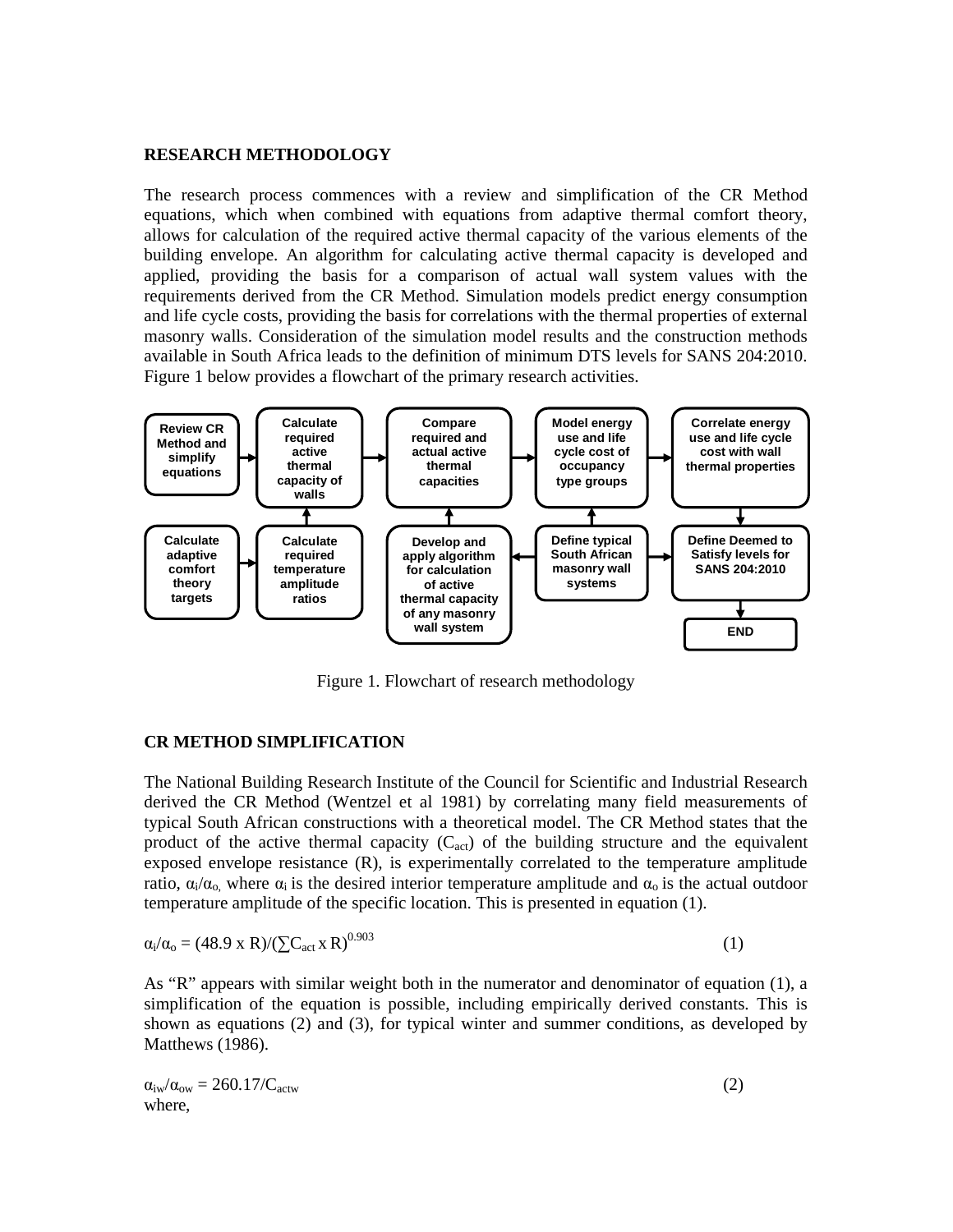## RESEARCH METHODOLOGY

The research process commences with a review and simplification of the CR Method equations, which when combined with equations from adaptive thermal comfort theory, allows for calculation of the required active thermal capacity of the various elements of the building envelope. An algorithm for calculating active thermal capacity is developed and applied, providing the basis for a comparison of actual wall system values with the requirements derived from the CR Method. Simulation models predict energy consumption and life cycle costs, providing the basis for correlations with the thermal properties of external masonry walls. Consideration of the simulation model results and the construction methods available in South Africa leads to the definition of minimum DTS levels for SANS 204:2010. Figure 1 below provides a flowchart of the primary research activities.

Figure 1. Flowchart of research methodology

## CR METHOD SIMPLIFICATION

The National Building Research Institute of the Council for Scientific and Industrial Research derived the CR Method (Wentzel et al 1981) by correlating many field measurements of typical South African constructions with a theoretical model. The CR Method states that the product of the active thermal capacity ($C_{act}$) of the building structure and the equivalent exposed envelope resistance (R), is experimentally correlated to the temperature amplitude ratio, $\alpha_i/\alpha_o$, where $\alpha_i$ is the desired interior temperature amplitude and $\alpha_o$ is the actual outdoor temperature amplitude of the specific location. This is presented in equation (1).

$$\alpha_i/\alpha_o = (48.9 \text{ x } R)/(\sum C_{act} \text{ x } R)^{0.903} \qquad (1)$$

As "R" appears with similar weight both in the numerator and denominator of equation (1), a simplification of the equation is possible, including empirically derived constants. This is shown as equations (2) and (3), for typical winter and summer conditions, as developed by Matthews (1986).

$$\alpha_{iw}/\alpha_{ow} = 260.17/C_{actw} \qquad (2)$$

where,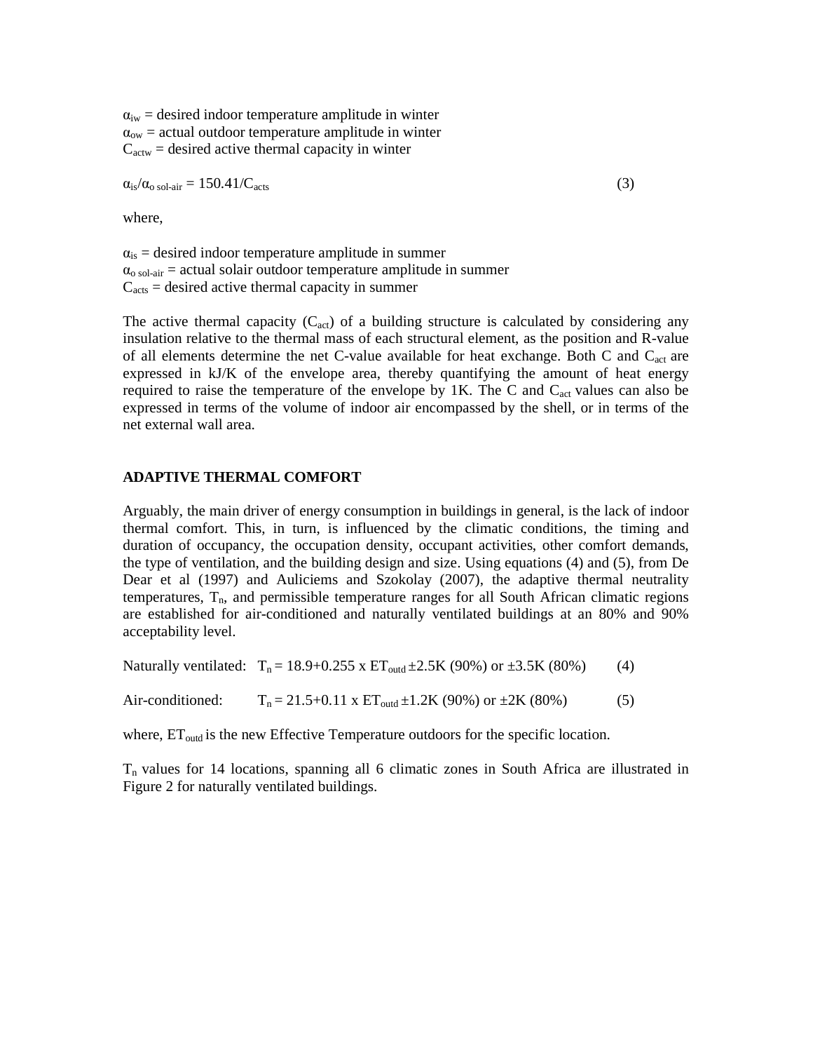$\alpha_{iw}$ = desired indoor temperature amplitude in winter
$\alpha_{ow}$ = actual outdoor temperature amplitude in winter
$C_{actw}$ = desired active thermal capacity in winter

$$\alpha_{is}/\alpha_{o\ sol\text{-}air} = 150.41/C_{acts} \qquad (3)$$

where,

$\alpha_{is}$ = desired indoor temperature amplitude in summer
$\alpha_{o\ sol\text{-}air}$ = actual solair outdoor temperature amplitude in summer
$C_{acts}$ = desired active thermal capacity in summer

The active thermal capacity ($C_{act}$) of a building structure is calculated by considering any insulation relative to the thermal mass of each structural element, as the position and R-value of all elements determine the net C-value available for heat exchange. Both C and $C_{act}$ are expressed in kJ/K of the envelope area, thereby quantifying the amount of heat energy required to raise the temperature of the envelope by 1K. The C and $C_{act}$ values can also be expressed in terms of the volume of indoor air encompassed by the shell, or in terms of the net external wall area.

## ADAPTIVE THERMAL COMFORT

Arguably, the main driver of energy consumption in buildings in general, is the lack of indoor thermal comfort. This, in turn, is influenced by the climatic conditions, the timing and duration of occupancy, the occupation density, occupant activities, other comfort demands, the type of ventilation, and the building design and size. Using equations (4) and (5), from De Dear et al (1997) and Auliciems and Szokolay (2007), the adaptive thermal neutrality temperatures, $T_n$, and permissible temperature ranges for all South African climatic regions are established for air-conditioned and naturally ventilated buildings at an 80% and 90% acceptability level.

Naturally ventilated: $$T_n = 18.9 + 0.255 \times ET_{outd} \pm 2.5K\ (90\%) \text{ or } \pm 3.5K\ (80\%) \qquad (4)$$

Air-conditioned: $$T_n = 21.5 + 0.11 \times ET_{outd} \pm 1.2K\ (90\%) \text{ or } \pm 2K\ (80\%) \qquad (5)$$

where, $ET_{outd}$ is the new Effective Temperature outdoors for the specific location.

$T_n$ values for 14 locations, spanning all 6 climatic zones in South Africa are illustrated in Figure 2 for naturally ventilated buildings.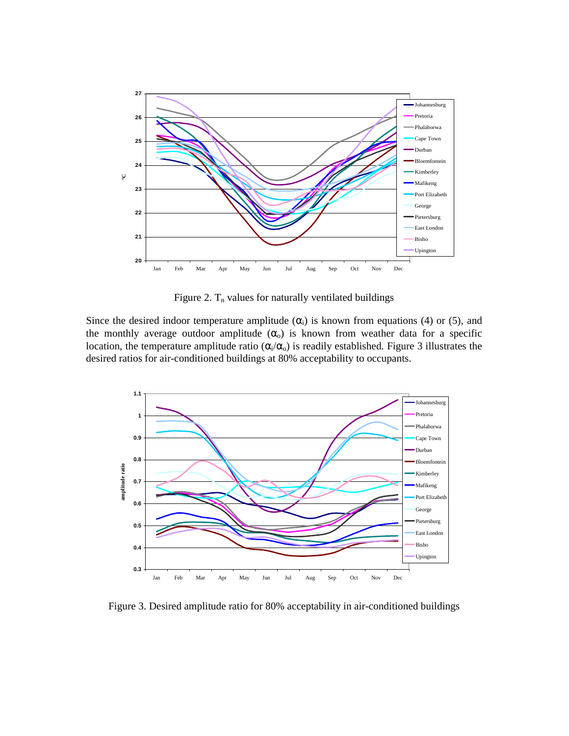Figure 2. $T_n$ values for naturally ventilated buildings

Since the desired indoor temperature amplitude ($\alpha_i$) is known from equations (4) or (5), and the monthly average outdoor amplitude ($\alpha_o$) is known from weather data for a specific location, the temperature amplitude ratio ($\alpha_i/\alpha_o$) is readily established. Figure 3 illustrates the desired ratios for air-conditioned buildings at 80% acceptability to occupants.

Figure 3. Desired amplitude ratio for 80% acceptability in air-conditioned buildings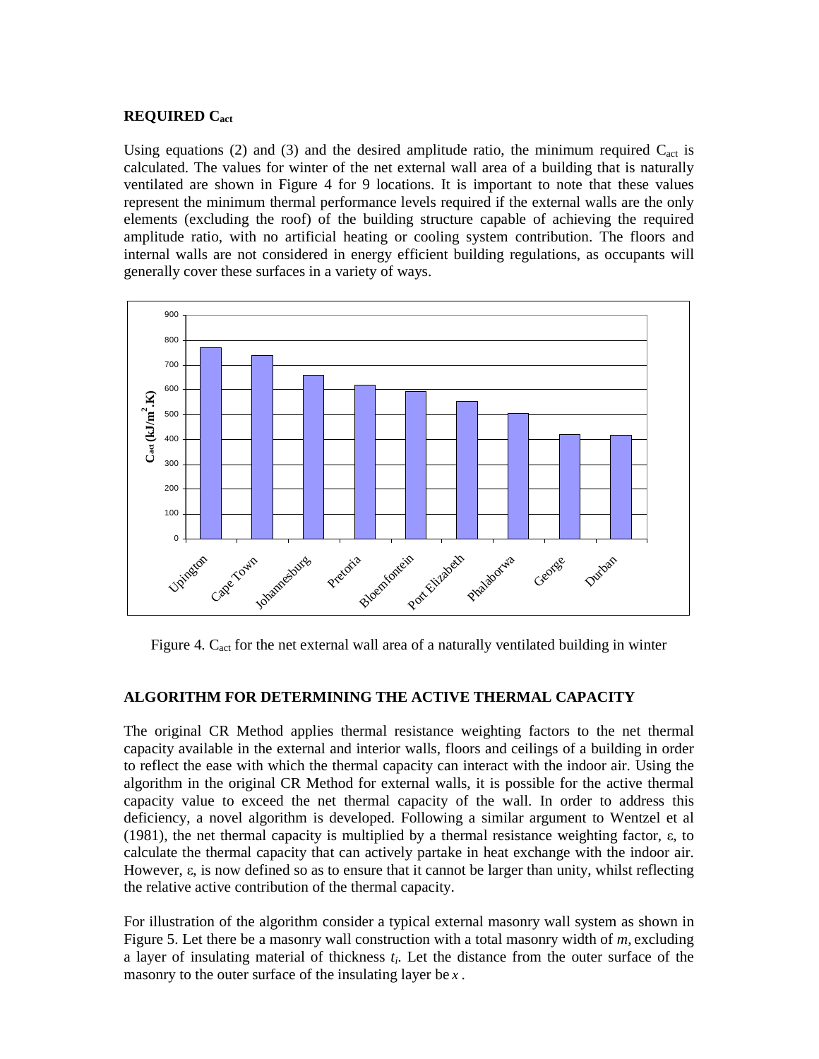**REQUIRED $C_{act}$**

Using equations (2) and (3) and the desired amplitude ratio, the minimum required $C_{act}$ is calculated. The values for winter of the net external wall area of a building that is naturally ventilated are shown in Figure 4 for 9 locations. It is important to note that these values represent the minimum thermal performance levels required if the external walls are the only elements (excluding the roof) of the building structure capable of achieving the required amplitude ratio, with no artificial heating or cooling system contribution. The floors and internal walls are not considered in energy efficient building regulations, as occupants will generally cover these surfaces in a variety of ways.

Figure 4. $C_{act}$ for the net external wall area of a naturally ventilated building in winter

**ALGORITHM FOR DETERMINING THE ACTIVE THERMAL CAPACITY**

The original CR Method applies thermal resistance weighting factors to the net thermal capacity available in the external and interior walls, floors and ceilings of a building in order to reflect the ease with which the thermal capacity can interact with the indoor air. Using the algorithm in the original CR Method for external walls, it is possible for the active thermal capacity value to exceed the net thermal capacity of the wall. In order to address this deficiency, a novel algorithm is developed. Following a similar argument to Wentzel et al (1981), the net thermal capacity is multiplied by a thermal resistance weighting factor, $\varepsilon$, to calculate the thermal capacity that can actively partake in heat exchange with the indoor air. However, $\varepsilon$, is now defined so as to ensure that it cannot be larger than unity, whilst reflecting the relative active contribution of the thermal capacity.

For illustration of the algorithm consider a typical external masonry wall system as shown in Figure 5. Let there be a masonry wall construction with a total masonry width of $m$, excluding a layer of insulating material of thickness $t_i$. Let the distance from the outer surface of the masonry to the outer surface of the insulating layer be $x$ .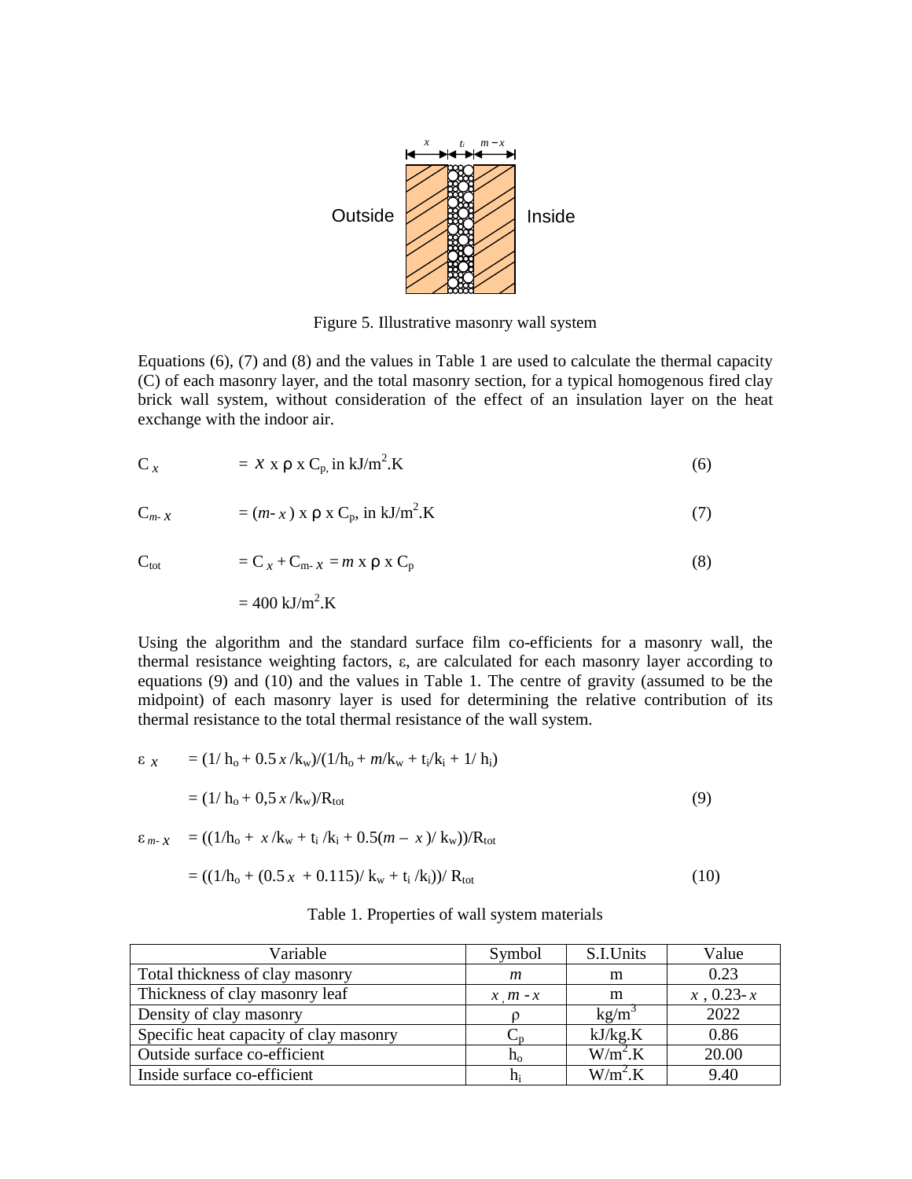Outside Inside

Figure 5. Illustrative masonry wall system

Equations (6), (7) and (8) and the values in Table 1 are used to calculate the thermal capacity (C) of each masonry layer, and the total masonry section, for a typical homogenous fired clay brick wall system, without consideration of the effect of an insulation layer on the heat exchange with the indoor air.

$$C_x = x \times \rho \times C_p \text{, in kJ/m}^2\text{.K} \tag{6}$$

$$C_{m-x} = (m - x) \times \rho \times C_p \text{, in kJ/m}^2\text{.K} \tag{7}$$

$$C_{tot} = C_x + C_{m-x} = m \times \rho \times C_p \tag{8}$$

$$= 400 \text{ kJ/m}^2\text{.K}$$

Using the algorithm and the standard surface film co-efficients for a masonry wall, the thermal resistance weighting factors, ε, are calculated for each masonry layer according to equations (9) and (10) and the values in Table 1. The centre of gravity (assumed to be the midpoint) of each masonry layer is used for determining the relative contribution of its thermal resistance to the total thermal resistance of the wall system.

$$\varepsilon_x = (1/h_o + 0.5\,x/k_w)/(1/h_o + m/k_w + t_i/k_i + 1/h_i)$$

$$= (1/h_o + 0{,}5\,x/k_w)/R_{tot} \tag{9}$$

$$\varepsilon_{m-x} = ((1/h_o + x/k_w + t_i/k_i + 0.5(m - x)/k_w))/R_{tot}$$

$$= ((1/h_o + (0.5\,x + 0.115)/k_w + t_i/k_i))/R_{tot} \tag{10}$$

Table 1. Properties of wall system materials

| Variable | Symbol | S.I.Units | Value |
|---|---|---|---|
| Total thickness of clay masonry | $m$ | m | 0.23 |
| Thickness of clay masonry leaf | $x$ , $m - x$ | m | $x$ , 0.23- $x$ |
| Density of clay masonry | $\rho$ | kg/m$^3$ | 2022 |
| Specific heat capacity of clay masonry | $C_p$ | kJ/kg.K | 0.86 |
| Outside surface co-efficient | $h_o$ | W/m$^2$.K | 20.00 |
| Inside surface co-efficient | $h_i$ | W/m$^2$.K | 9.40 |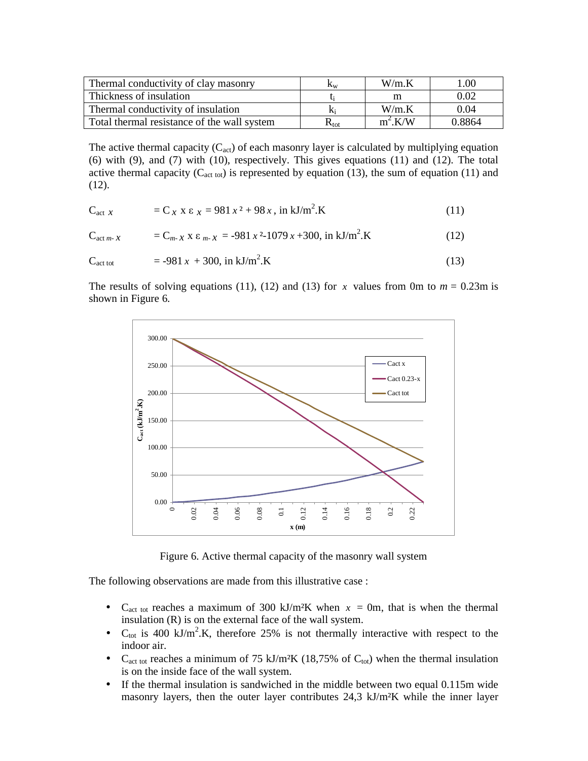| Thermal conductivity of clay masonry | $k_w$ | W/m.K | 1.00 |
|---|---|---|---|
| Thickness of insulation | $t_i$ | m | 0.02 |
| Thermal conductivity of insulation | $k_i$ | W/m.K | 0.04 |
| Total thermal resistance of the wall system | $R_{tot}$ | $m^2$.K/W | 0.8864 |

The active thermal capacity ($C_{act}$) of each masonry layer is calculated by multiplying equation (6) with (9), and (7) with (10), respectively. This gives equations (11) and (12). The total active thermal capacity ($C_{act\ tot}$) is represented by equation (13), the sum of equation (11) and (12).

$$C_{act\ x} = C_x \times \varepsilon_x = 981\,x^2 + 98\,x\text{, in kJ/m}^2\text{.K} \tag{11}$$

$$C_{act\ m-x} = C_{m-x} \times \varepsilon_{m-x} = -981\,x^2 - 1079\,x + 300\text{, in kJ/m}^2\text{.K} \tag{12}$$

$$C_{act\ tot} = -981\,x + 300\text{, in kJ/m}^2\text{.K} \tag{13}$$

The results of solving equations (11), (12) and (13) for $x$ values from 0m to $m$ = 0.23m is shown in Figure 6.

Figure 6. Active thermal capacity of the masonry wall system

The following observations are made from this illustrative case :

- $C_{act\ tot}$ reaches a maximum of 300 kJ/m²K when $x$ = 0m, that is when the thermal insulation (R) is on the external face of the wall system.
- $C_{tot}$ is 400 kJ/m$^2$.K, therefore 25% is not thermally interactive with respect to the indoor air.
- $C_{act\ tot}$ reaches a minimum of 75 kJ/m²K (18,75% of $C_{tot}$) when the thermal insulation is on the inside face of the wall system.
- If the thermal insulation is sandwiched in the middle between two equal 0.115m wide masonry layers, then the outer layer contributes 24,3 kJ/m²K while the inner layer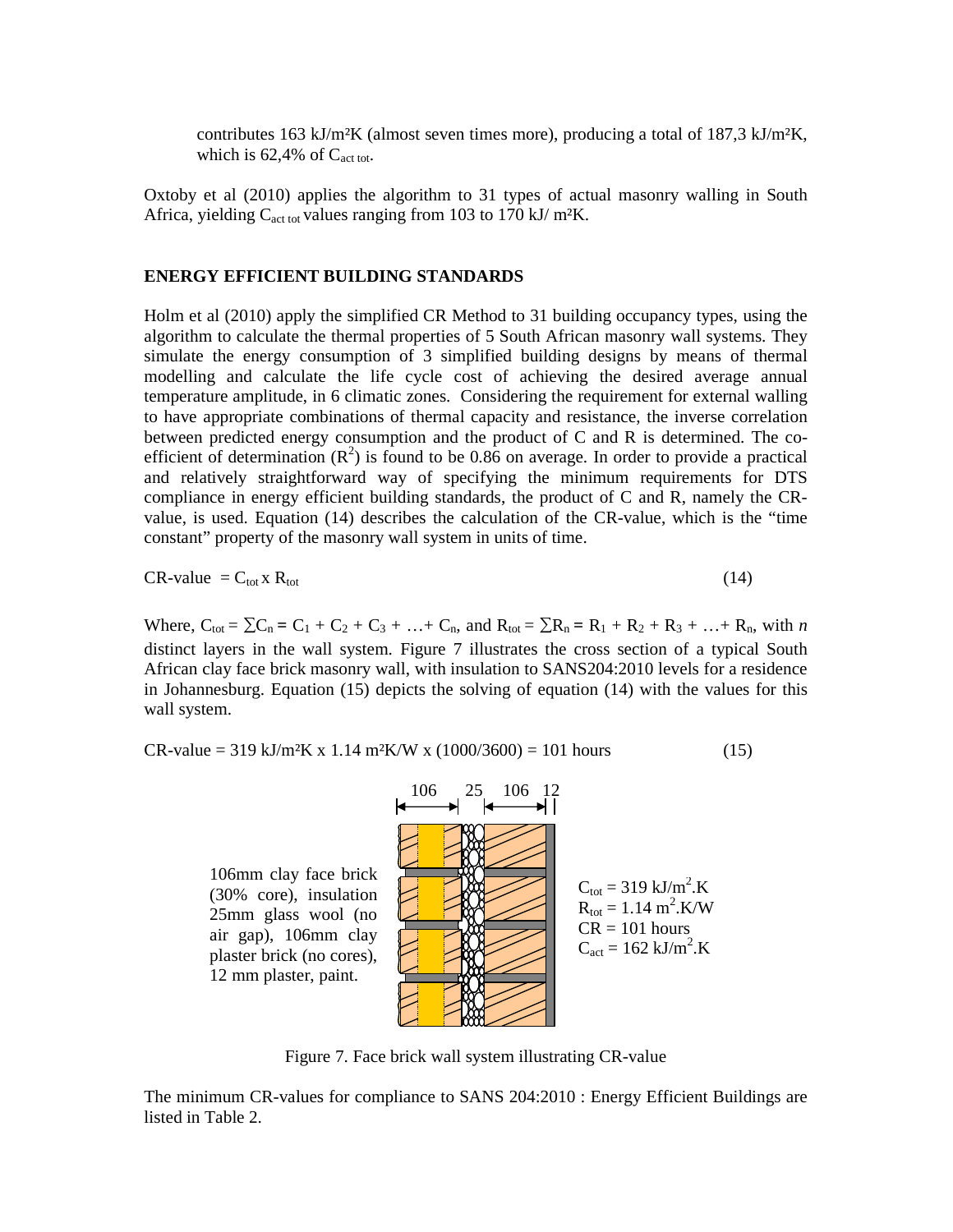contributes 163 kJ/m²K (almost seven times more), producing a total of 187,3 kJ/m²K, which is 62,4% of $C_{act\ tot}$.

Oxtoby et al (2010) applies the algorithm to 31 types of actual masonry walling in South Africa, yielding $C_{act\ tot}$ values ranging from 103 to 170 kJ/ m²K.

## ENERGY EFFICIENT BUILDING STANDARDS

Holm et al (2010) apply the simplified CR Method to 31 building occupancy types, using the algorithm to calculate the thermal properties of 5 South African masonry wall systems. They simulate the energy consumption of 3 simplified building designs by means of thermal modelling and calculate the life cycle cost of achieving the desired average annual temperature amplitude, in 6 climatic zones. Considering the requirement for external walling to have appropriate combinations of thermal capacity and resistance, the inverse correlation between predicted energy consumption and the product of C and R is determined. The co-efficient of determination ($R^2$) is found to be 0.86 on average. In order to provide a practical and relatively straightforward way of specifying the minimum requirements for DTS compliance in energy efficient building standards, the product of C and R, namely the CR-value, is used. Equation (14) describes the calculation of the CR-value, which is the "time constant" property of the masonry wall system in units of time.

$$\text{CR-value} = C_{tot} \times R_{tot} \tag{14}$$

Where, $C_{tot} = \sum C_n = C_1 + C_2 + C_3 + \ldots + C_n$, and $R_{tot} = \sum R_n = R_1 + R_2 + R_3 + \ldots + R_n$, with $n$ distinct layers in the wall system. Figure 7 illustrates the cross section of a typical South African clay face brick masonry wall, with insulation to SANS204:2010 levels for a residence in Johannesburg. Equation (15) depicts the solving of equation (14) with the values for this wall system.

$$\text{CR-value} = 319 \text{ kJ/m²K} \times 1.14 \text{ m²K/W} \times (1000/3600) = 101 \text{ hours} \tag{15}$$

106mm clay face brick (30% core), insulation 25mm glass wool (no air gap), 106mm clay plaster brick (no cores), 12 mm plaster, paint.

106 | 25 | 106 | 12

$C_{tot} = 319$ kJ/m$^2$.K
$R_{tot} = 1.14$ m$^2$.K/W
CR = 101 hours
$C_{act} = 162$ kJ/m$^2$.K

Figure 7. Face brick wall system illustrating CR-value

The minimum CR-values for compliance to SANS 204:2010 : Energy Efficient Buildings are listed in Table 2.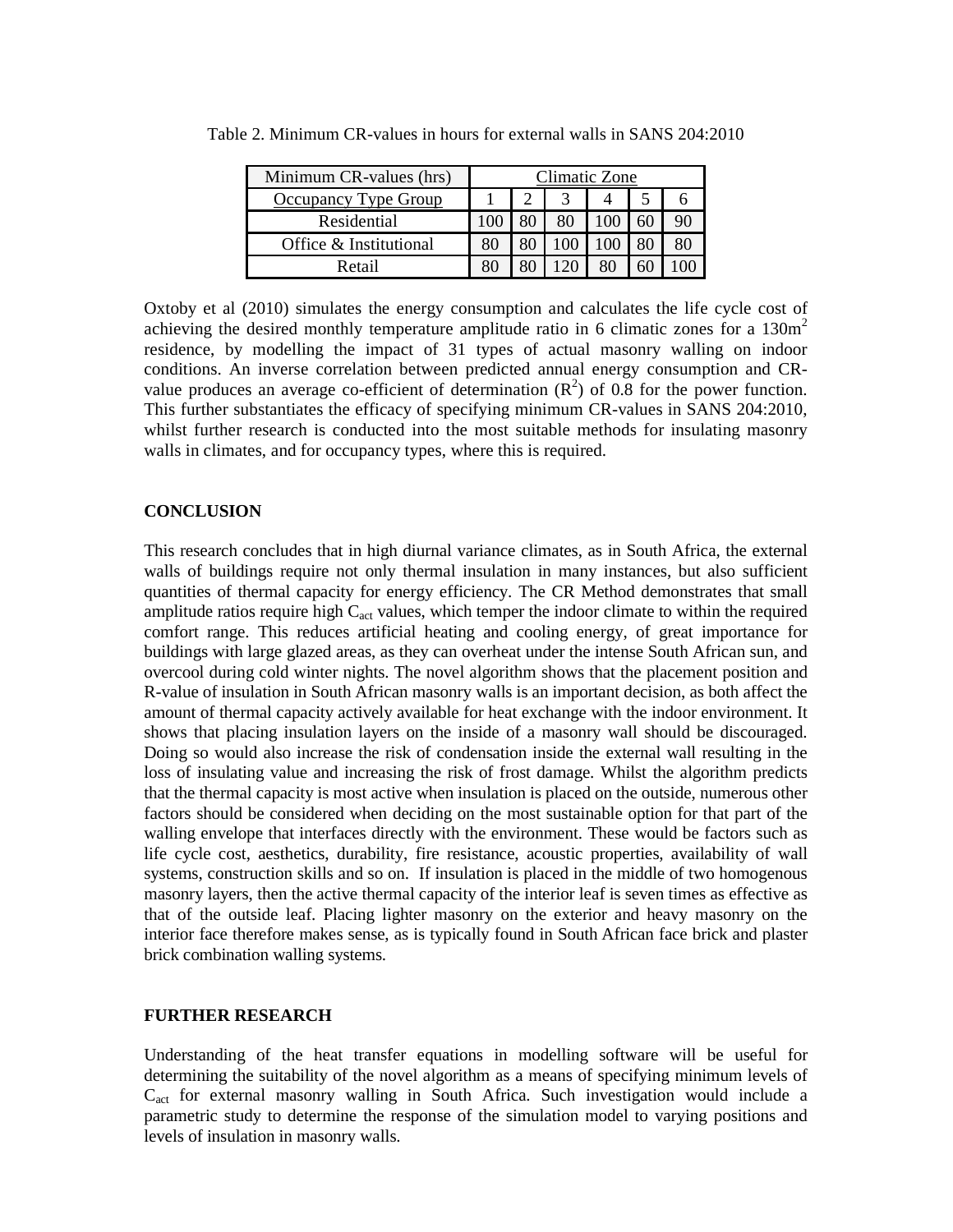Table 2. Minimum CR-values in hours for external walls in SANS 204:2010

| Minimum CR-values (hrs) | Climatic Zone | | | | | |
|---|---|---|---|---|---|---|
| Occupancy Type Group | 1 | 2 | 3 | 4 | 5 | 6 |
| Residential | 100 | 80 | 80 | 100 | 60 | 90 |
| Office & Institutional | 80 | 80 | 100 | 100 | 80 | 80 |
| Retail | 80 | 80 | 120 | 80 | 60 | 100 |

Oxtoby et al (2010) simulates the energy consumption and calculates the life cycle cost of achieving the desired monthly temperature amplitude ratio in 6 climatic zones for a 130m$^2$ residence, by modelling the impact of 31 types of actual masonry walling on indoor conditions. An inverse correlation between predicted annual energy consumption and CR-value produces an average co-efficient of determination ($R^2$) of 0.8 for the power function. This further substantiates the efficacy of specifying minimum CR-values in SANS 204:2010, whilst further research is conducted into the most suitable methods for insulating masonry walls in climates, and for occupancy types, where this is required.

## CONCLUSION

This research concludes that in high diurnal variance climates, as in South Africa, the external walls of buildings require not only thermal insulation in many instances, but also sufficient quantities of thermal capacity for energy efficiency. The CR Method demonstrates that small amplitude ratios require high $C_{act}$ values, which temper the indoor climate to within the required comfort range. This reduces artificial heating and cooling energy, of great importance for buildings with large glazed areas, as they can overheat under the intense South African sun, and overcool during cold winter nights. The novel algorithm shows that the placement position and R-value of insulation in South African masonry walls is an important decision, as both affect the amount of thermal capacity actively available for heat exchange with the indoor environment. It shows that placing insulation layers on the inside of a masonry wall should be discouraged. Doing so would also increase the risk of condensation inside the external wall resulting in the loss of insulating value and increasing the risk of frost damage. Whilst the algorithm predicts that the thermal capacity is most active when insulation is placed on the outside, numerous other factors should be considered when deciding on the most sustainable option for that part of the walling envelope that interfaces directly with the environment. These would be factors such as life cycle cost, aesthetics, durability, fire resistance, acoustic properties, availability of wall systems, construction skills and so on. If insulation is placed in the middle of two homogenous masonry layers, then the active thermal capacity of the interior leaf is seven times as effective as that of the outside leaf. Placing lighter masonry on the exterior and heavy masonry on the interior face therefore makes sense, as is typically found in South African face brick and plaster brick combination walling systems.

## FURTHER RESEARCH

Understanding of the heat transfer equations in modelling software will be useful for determining the suitability of the novel algorithm as a means of specifying minimum levels of $C_{act}$ for external masonry walling in South Africa. Such investigation would include a parametric study to determine the response of the simulation model to varying positions and levels of insulation in masonry walls.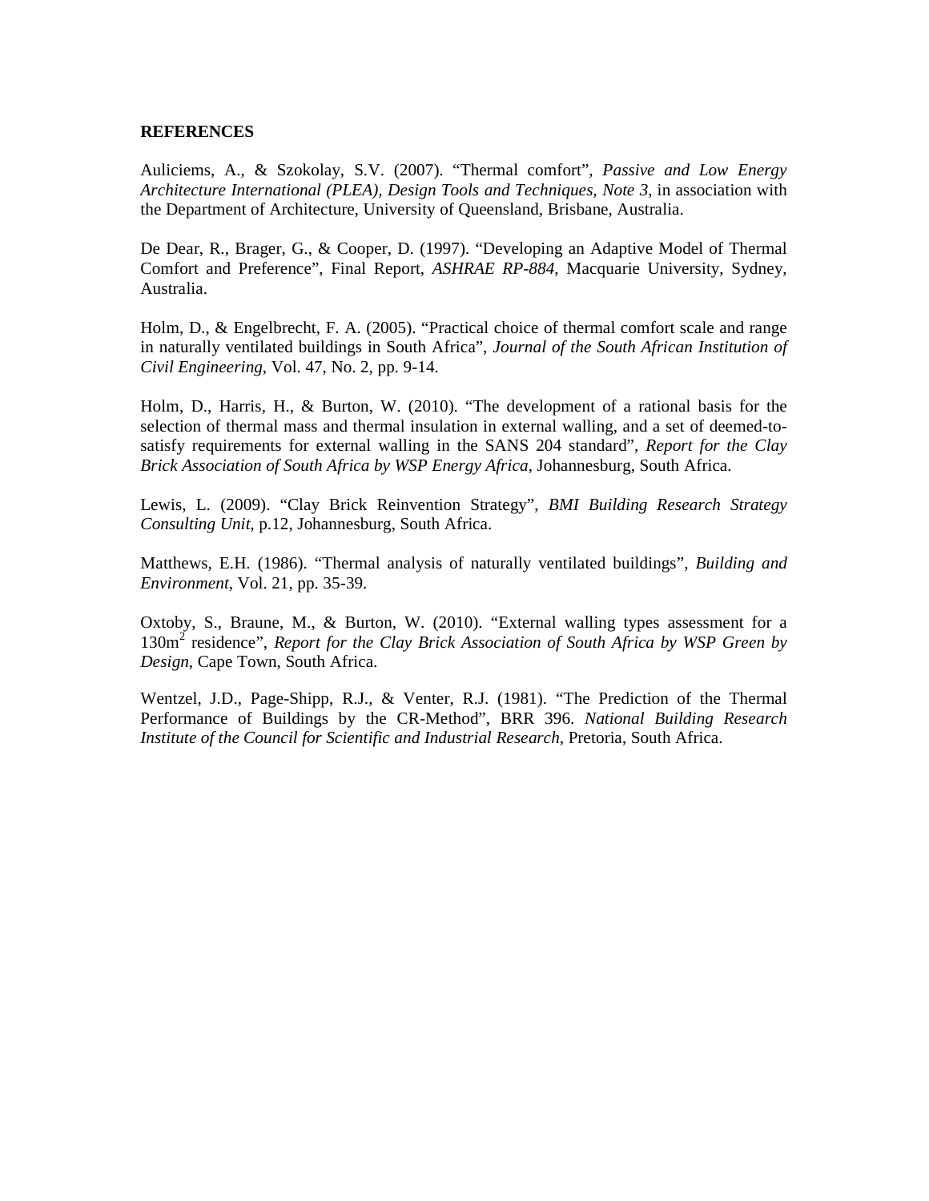**REFERENCES**

Auliciems, A., & Szokolay, S.V. (2007). “Thermal comfort”, *Passive and Low Energy Architecture International (PLEA), Design Tools and Techniques, Note 3*, in association with the Department of Architecture, University of Queensland, Brisbane, Australia.

De Dear, R., Brager, G., & Cooper, D. (1997). “Developing an Adaptive Model of Thermal Comfort and Preference”, Final Report, *ASHRAE RP-884*, Macquarie University, Sydney, Australia.

Holm, D., & Engelbrecht, F. A. (2005). “Practical choice of thermal comfort scale and range in naturally ventilated buildings in South Africa”, *Journal of the South African Institution of Civil Engineering*, Vol. 47, No. 2, pp. 9-14.

Holm, D., Harris, H., & Burton, W. (2010). “The development of a rational basis for the selection of thermal mass and thermal insulation in external walling, and a set of deemed-to-satisfy requirements for external walling in the SANS 204 standard”, *Report for the Clay Brick Association of South Africa by WSP Energy Africa*, Johannesburg, South Africa.

Lewis, L. (2009). “Clay Brick Reinvention Strategy”, *BMI Building Research Strategy Consulting Unit*, p.12, Johannesburg, South Africa.

Matthews, E.H. (1986). “Thermal analysis of naturally ventilated buildings”, *Building and Environment*, Vol. 21, pp. 35-39.

Oxtoby, S., Braune, M., & Burton, W. (2010). “External walling types assessment for a 130m$^2$ residence”, *Report for the Clay Brick Association of South Africa by WSP Green by Design*, Cape Town, South Africa.

Wentzel, J.D., Page-Shipp, R.J., & Venter, R.J. (1981). “The Prediction of the Thermal Performance of Buildings by the CR-Method”, BRR 396. *National Building Research Institute of the Council for Scientific and Industrial Research*, Pretoria, South Africa.